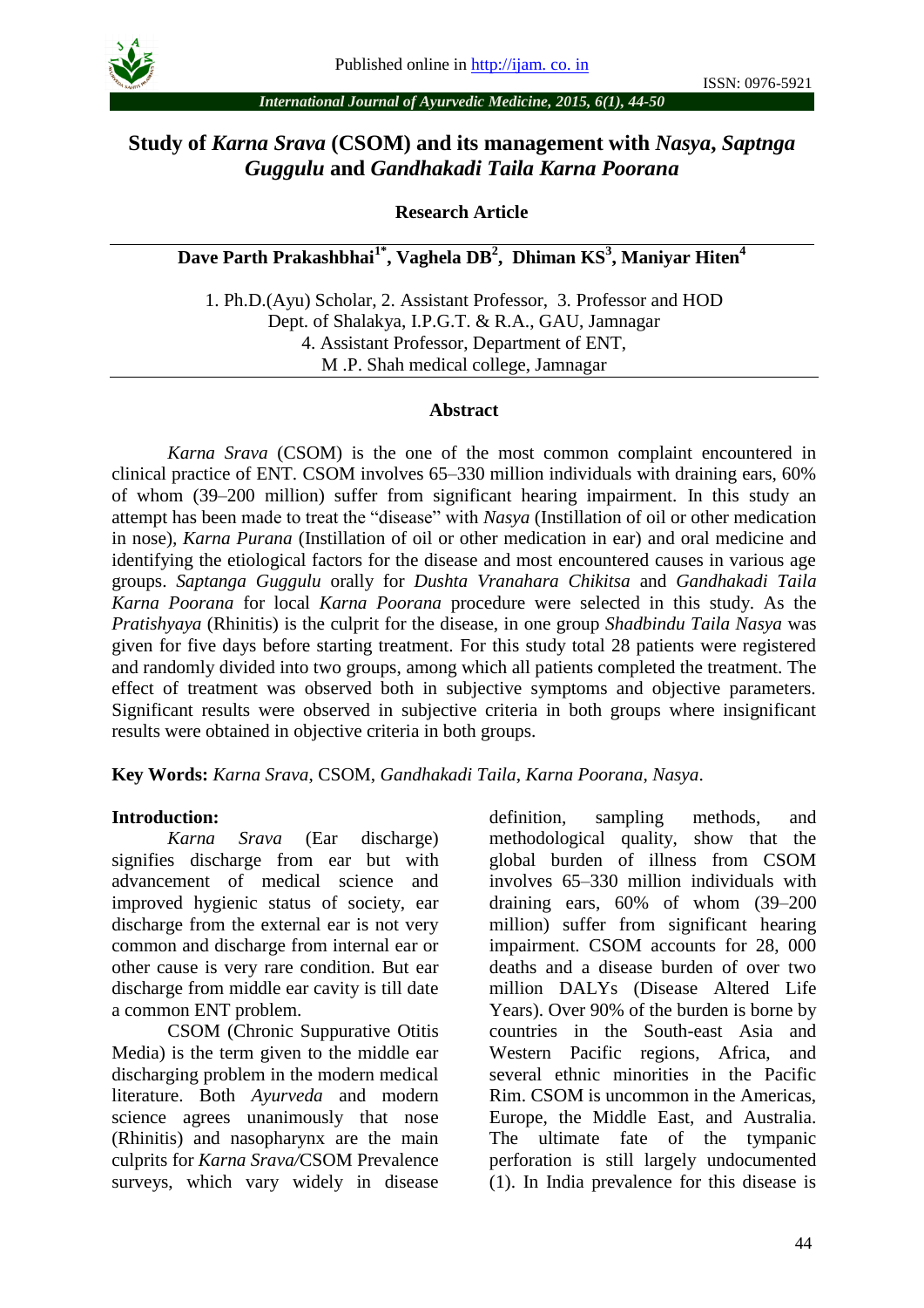# Study of *Karna Srava* (CSOM) and its management with *Nasya*, *Saptnga Guggulu* and *Gandhakadi Taila Karna Poorana*

**Research Article**

**Dave Parth Prakashbhai[1*], Vaghela DB[2], Dhiman KS[3], Maniyar Hiten[4]**

1. Ph.D.(Ayu) Scholar, 2. Assistant Professor, 3. Professor and HOD
Dept. of Shalakya, I.P.G.T. & R.A., GAU, Jamnagar
4. Assistant Professor, Department of ENT,
M .P. Shah medical college, Jamnagar

## Abstract

*Karna Srava* (CSOM) is the one of the most common complaint encountered in clinical practice of ENT. CSOM involves 65–330 million individuals with draining ears, 60% of whom (39–200 million) suffer from significant hearing impairment. In this study an attempt has been made to treat the "disease" with *Nasya* (Instillation of oil or other medication in nose), *Karna Purana* (Instillation of oil or other medication in ear) and oral medicine and identifying the etiological factors for the disease and most encountered causes in various age groups. *Saptanga Guggulu* orally for *Dushta Vranahara Chikitsa* and *Gandhakadi Taila Karna Poorana* for local *Karna Poorana* procedure were selected in this study. As the *Pratishyaya* (Rhinitis) is the culprit for the disease, in one group *Shadbindu Taila Nasya* was given for five days before starting treatment. For this study total 28 patients were registered and randomly divided into two groups, among which all patients completed the treatment. The effect of treatment was observed both in subjective symptoms and objective parameters. Significant results were observed in subjective criteria in both groups where insignificant results were obtained in objective criteria in both groups.

**Key Words:** *Karna Srava*, CSOM, *Gandhakadi Taila*, *Karna Poorana*, *Nasya*.

## Introduction:

*Karna Srava* (Ear discharge) signifies discharge from ear but with advancement of medical science and improved hygienic status of society, ear discharge from the external ear is not very common and discharge from internal ear or other cause is very rare condition. But ear discharge from middle ear cavity is till date a common ENT problem.

CSOM (Chronic Suppurative Otitis Media) is the term given to the middle ear discharging problem in the modern medical literature. Both *Ayurveda* and modern science agrees unanimously that nose (Rhinitis) and nasopharynx are the main culprits for *Karna Srava*/CSOM Prevalence surveys, which vary widely in disease definition, sampling methods, and methodological quality, show that the global burden of illness from CSOM involves 65–330 million individuals with draining ears, 60% of whom (39–200 million) suffer from significant hearing impairment. CSOM accounts for 28, 000 deaths and a disease burden of over two million DALYs (Disease Altered Life Years). Over 90% of the burden is borne by countries in the South-east Asia and Western Pacific regions, Africa, and several ethnic minorities in the Pacific Rim. CSOM is uncommon in the Americas, Europe, the Middle East, and Australia. The ultimate fate of the tympanic perforation is still largely undocumented (1). In India prevalence for this disease is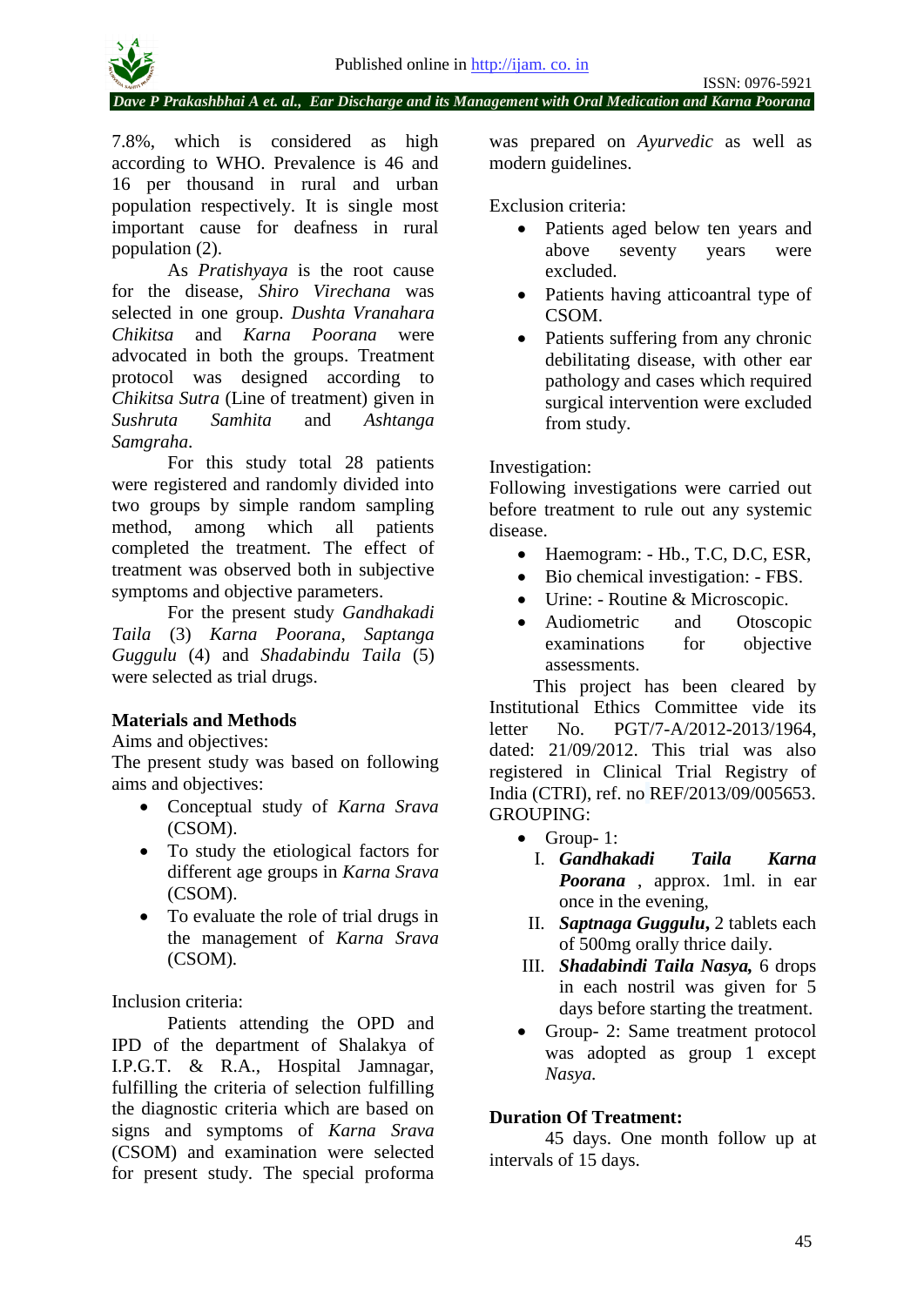7.8%, which is considered as high according to WHO. Prevalence is 46 and 16 per thousand in rural and urban population respectively. It is single most important cause for deafness in rural population (2).

As *Pratishyaya* is the root cause for the disease, *Shiro Virechana* was selected in one group. *Dushta Vranahara Chikitsa* and *Karna Poorana* were advocated in both the groups. Treatment protocol was designed according to *Chikitsa Sutra* (Line of treatment) given in *Sushruta Samhita* and *Ashtanga Samgraha*.

For this study total 28 patients were registered and randomly divided into two groups by simple random sampling method, among which all patients completed the treatment. The effect of treatment was observed both in subjective symptoms and objective parameters.

For the present study *Gandhakadi Taila* (3) *Karna Poorana*, *Saptanga Guggulu* (4) and *Shadabindu Taila* (5) were selected as trial drugs.

## Materials and Methods

Aims and objectives:

The present study was based on following aims and objectives:

- Conceptual study of *Karna Srava* (CSOM).
- To study the etiological factors for different age groups in *Karna Srava* (CSOM).
- To evaluate the role of trial drugs in the management of *Karna Srava* (CSOM).

Inclusion criteria:

Patients attending the OPD and IPD of the department of Shalakya of I.P.G.T. & R.A., Hospital Jamnagar, fulfilling the criteria of selection fulfilling the diagnostic criteria which are based on signs and symptoms of *Karna Srava* (CSOM) and examination were selected for present study. The special proforma was prepared on *Ayurvedic* as well as modern guidelines.

Exclusion criteria:

- Patients aged below ten years and above seventy years were excluded.
- Patients having atticoantral type of CSOM.
- Patients suffering from any chronic debilitating disease, with other ear pathology and cases which required surgical intervention were excluded from study.

Investigation:

Following investigations were carried out before treatment to rule out any systemic disease.

- Haemogram: - Hb., T.C, D.C, ESR,
- Bio chemical investigation: - FBS.
- Urine: - Routine & Microscopic.
- Audiometric and Otoscopic examinations for objective assessments.

This project has been cleared by Institutional Ethics Committee vide its letter No. PGT/7-A/2012-2013/1964, dated: 21/09/2012. This trial was also registered in Clinical Trial Registry of India (CTRI), ref. no REF/2013/09/005653.

GROUPING:

- Group- 1:
  - I. ***Gandhakadi Taila Karna Poorana*** , approx. 1ml. in ear once in the evening,
  - II. ***Saptnaga Guggulu,*** 2 tablets each of 500mg orally thrice daily.
  - III. ***Shadabindi Taila Nasya,*** 6 drops in each nostril was given for 5 days before starting the treatment.
- Group- 2: Same treatment protocol was adopted as group 1 except *Nasya.*

## Duration Of Treatment:

45 days. One month follow up at intervals of 15 days.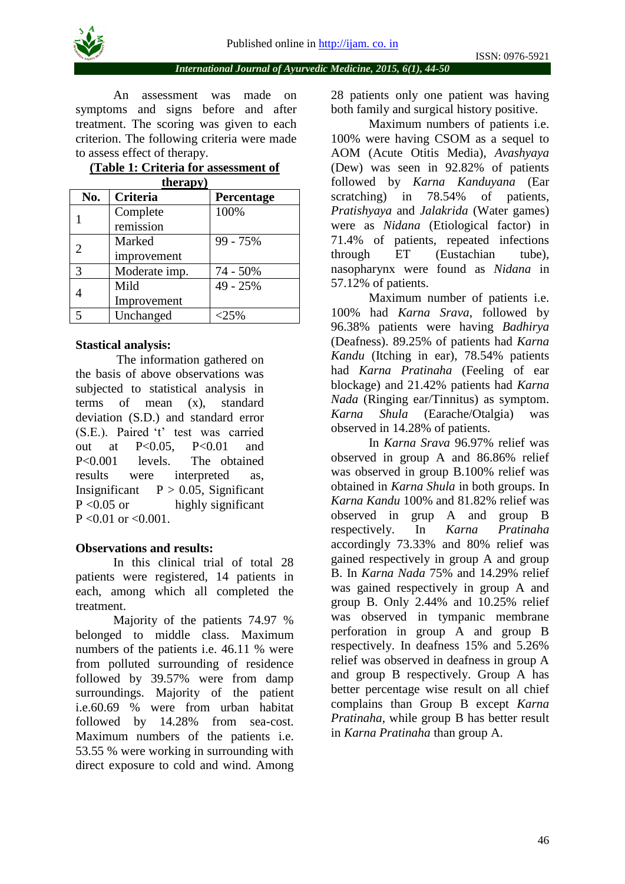An assessment was made on symptoms and signs before and after treatment. The scoring was given to each criterion. The following criteria were made to assess effect of therapy.

**(Table 1: Criteria for assessment of therapy)**

| No. | Criteria | Percentage |
|---|---|---|
| 1 | Complete remission | 100% |
| 2 | Marked improvement | 99 - 75% |
| 3 | Moderate imp. | 74 - 50% |
| 4 | Mild Improvement | 49 - 25% |
| 5 | Unchanged | <25% |

**Stastical analysis:**

The information gathered on the basis of above observations was subjected to statistical analysis in terms of mean (x), standard deviation (S.D.) and standard error (S.E.). Paired 't' test was carried out at $P<0.05$, $P<0.01$ and $P<0.001$ levels. The obtained results were interpreted as, Insignificant $P > 0.05$, Significant $P <0.05$ or highly significant $P <0.01$ or $<0.001$.

**Observations and results:**

In this clinical trial of total 28 patients were registered, 14 patients in each, among which all completed the treatment.

Majority of the patients 74.97 % belonged to middle class. Maximum numbers of the patients i.e. 46.11 % were from polluted surrounding of residence followed by 39.57% were from damp surroundings. Majority of the patient i.e.60.69 % were from urban habitat followed by 14.28% from sea-cost. Maximum numbers of the patients i.e. 53.55 % were working in surrounding with direct exposure to cold and wind. Among 28 patients only one patient was having both family and surgical history positive.

Maximum numbers of patients i.e. 100% were having CSOM as a sequel to AOM (Acute Otitis Media), *Avashyaya* (Dew) was seen in 92.82% of patients followed by *Karna Kanduyana* (Ear scratching) in 78.54% of patients, *Pratishyaya* and *Jalakrida* (Water games) were as *Nidana* (Etiological factor) in 71.4% of patients, repeated infections through ET (Eustachian tube), nasopharynx were found as *Nidana* in 57.12% of patients.

Maximum number of patients i.e. 100% had *Karna Srava*, followed by 96.38% patients were having *Badhirya* (Deafness). 89.25% of patients had *Karna Kandu* (Itching in ear), 78.54% patients had *Karna Pratinaha* (Feeling of ear blockage) and 21.42% patients had *Karna Nada* (Ringing ear/Tinnitus) as symptom. *Karna Shula* (Earache/Otalgia) was observed in 14.28% of patients.

In *Karna Srava* 96.97% relief was observed in group A and 86.86% relief was observed in group B.100% relief was obtained in *Karna Shula* in both groups. In *Karna Kandu* 100% and 81.82% relief was observed in grup A and group B respectively. In *Karna Pratinaha* accordingly 73.33% and 80% relief was gained respectively in group A and group B. In *Karna Nada* 75% and 14.29% relief was gained respectively in group A and group B. Only 2.44% and 10.25% relief was observed in tympanic membrane perforation in group A and group B respectively. In deafness 15% and 5.26% relief was observed in deafness in group A and group B respectively. Group A has better percentage wise result on all chief complains than Group B except *Karna Pratinaha*, while group B has better result in *Karna Pratinaha* than group A.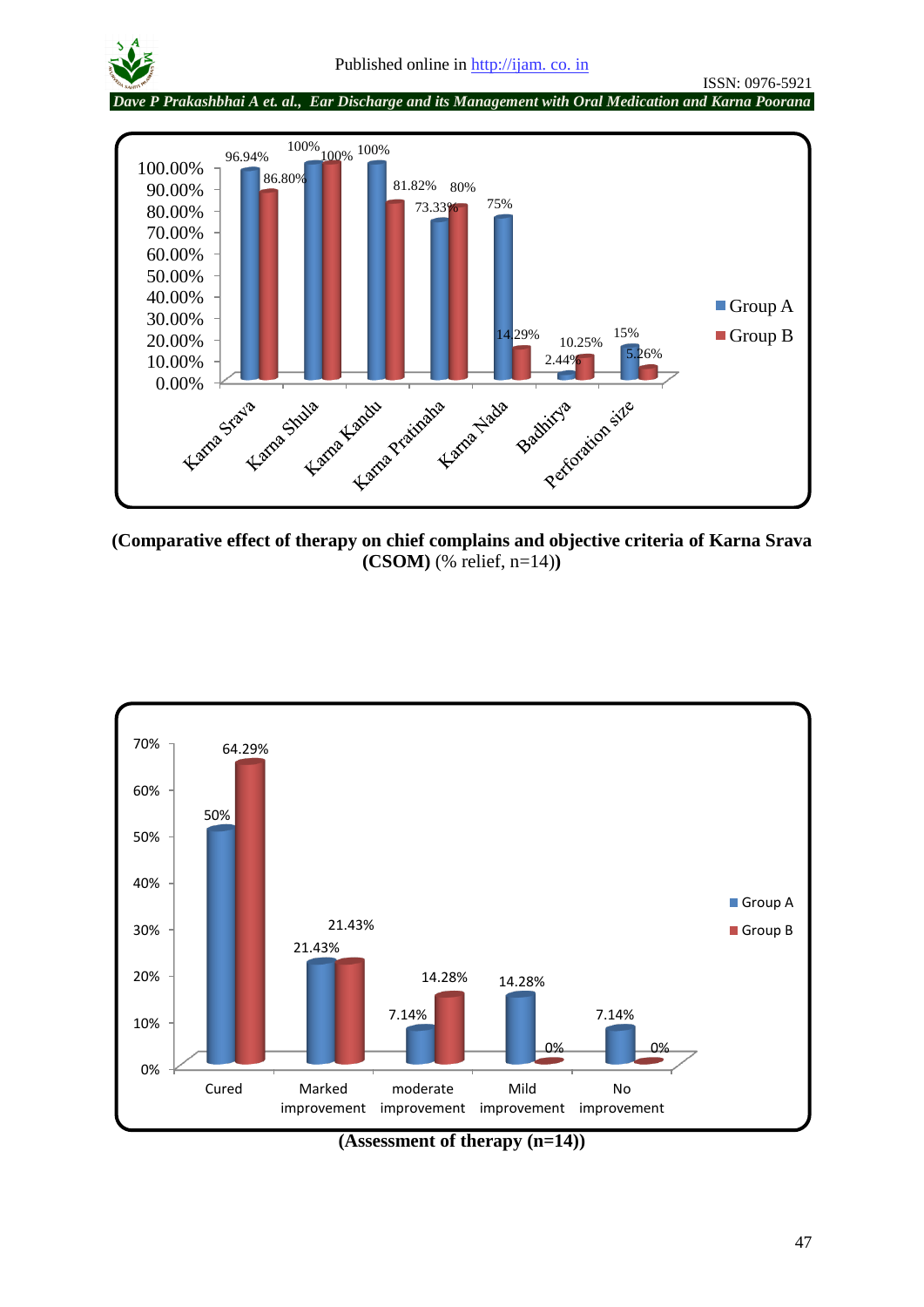| | Group A | Group B |
|---|---|---|
| Karna Srava | 96.94% | 86.80% |
| Karna Shula | 100% | 100% |
| Karna Kandu | 100% | 81.82% |
| Karna Pratinaha | 73.33% | 80% |
| Karna Nada | 75% | 14.29% |
| Badhirya | 2.44% | 10.25% |
| Perforation size | 15% | 5.26% |

**(Comparative effect of therapy on chief complains and objective criteria of Karna Srava (CSOM)** (% relief, n=14)**)**

| | Group A | Group B |
|---|---|---|
| Cured | 50% | 64.29% |
| Marked improvement | 21.43% | 21.43% |
| moderate improvement | 7.14% | 14.28% |
| Mild improvement | 14.28% | 0% |
| No improvement | 7.14% | 0% |

**(Assessment of therapy (n=14))**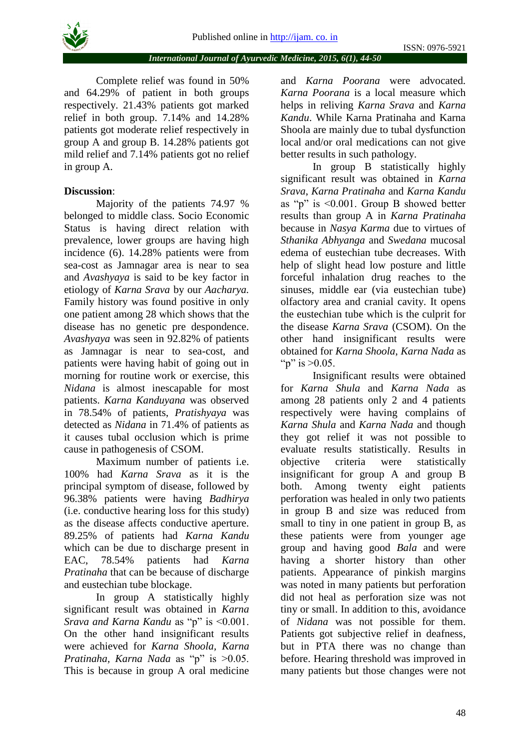Complete relief was found in 50% and 64.29% of patient in both groups respectively. 21.43% patients got marked relief in both group. 7.14% and 14.28% patients got moderate relief respectively in group A and group B. 14.28% patients got mild relief and 7.14% patients got no relief in group A.

**Discussion**:

Majority of the patients 74.97 % belonged to middle class. Socio Economic Status is having direct relation with prevalence, lower groups are having high incidence (6). 14.28% patients were from sea-cost as Jamnagar area is near to sea and *Avashyaya* is said to be key factor in etiology of *Karna Srava* by our *Aacharya.* Family history was found positive in only one patient among 28 which shows that the disease has no genetic pre despondence. *Avashyaya* was seen in 92.82% of patients as Jamnagar is near to sea-cost, and patients were having habit of going out in morning for routine work or exercise, this *Nidana* is almost inescapable for most patients. *Karna Kanduyana* was observed in 78.54% of patients, *Pratishyaya* was detected as *Nidana* in 71.4% of patients as it causes tubal occlusion which is prime cause in pathogenesis of CSOM.

Maximum number of patients i.e. 100% had *Karna Srava* as it is the principal symptom of disease, followed by 96.38% patients were having *Badhirya* (i.e. conductive hearing loss for this study) as the disease affects conductive aperture. 89.25% of patients had *Karna Kandu* which can be due to discharge present in EAC, 78.54% patients had *Karna Pratinaha* that can be because of discharge and eustechian tube blockage.

In group A statistically highly significant result was obtained in *Karna Srava and Karna Kandu* as "p" is <0.001. On the other hand insignificant results were achieved for *Karna Shoola, Karna Pratinaha, Karna Nada* as "p" is >0.05. This is because in group A oral medicine and *Karna Poorana* were advocated. *Karna Poorana* is a local measure which helps in reliving *Karna Srava* and *Karna Kandu*. While Karna Pratinaha and Karna Shoola are mainly due to tubal dysfunction local and/or oral medications can not give better results in such pathology.

In group B statistically highly significant result was obtained in *Karna Srava*, *Karna Pratinaha* and *Karna Kandu* as "p" is <0.001. Group B showed better results than group A in *Karna Pratinaha* because in *Nasya Karma* due to virtues of *Sthanika Abhyanga* and *Swedana* mucosal edema of eustechian tube decreases. With help of slight head low posture and little forceful inhalation drug reaches to the sinuses, middle ear (via eustechian tube) olfactory area and cranial cavity. It opens the eustechian tube which is the culprit for the disease *Karna Srava* (CSOM). On the other hand insignificant results were obtained for *Karna Shoola*, *Karna Nada* as "p" is >0.05.

Insignificant results were obtained for *Karna Shula* and *Karna Nada* as among 28 patients only 2 and 4 patients respectively were having complains of *Karna Shula* and *Karna Nada* and though they got relief it was not possible to evaluate results statistically. Results in objective criteria were statistically insignificant for group A and group B both. Among twenty eight patients perforation was healed in only two patients in group B and size was reduced from small to tiny in one patient in group B, as these patients were from younger age group and having good *Bala* and were having a shorter history than other patients. Appearance of pinkish margins was noted in many patients but perforation did not heal as perforation size was not tiny or small. In addition to this, avoidance of *Nidana* was not possible for them. Patients got subjective relief in deafness, but in PTA there was no change than before. Hearing threshold was improved in many patients but those changes were not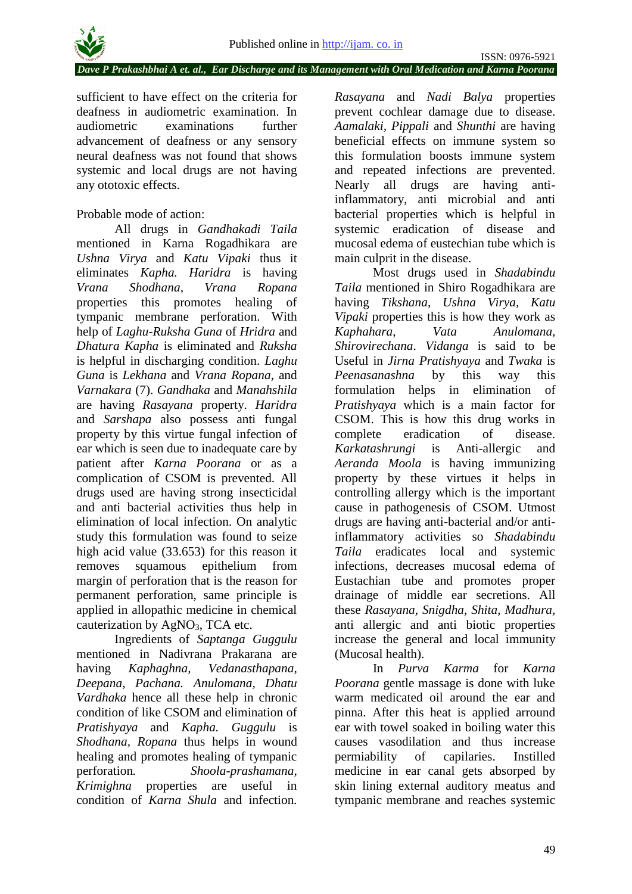sufficient to have effect on the criteria for deafness in audiometric examination. In audiometric examinations further advancement of deafness or any sensory neural deafness was not found that shows systemic and local drugs are not having any ototoxic effects.

Probable mode of action:

All drugs in *Gandhakadi Taila* mentioned in Karna Rogadhikara are *Ushna Virya* and *Katu Vipaki* thus it eliminates *Kapha. Haridra* is having *Vrana Shodhana*, *Vrana Ropana* properties this promotes healing of tympanic membrane perforation. With help of *Laghu-Ruksha Guna* of *Hridra* and *Dhatura Kapha* is eliminated and *Ruksha* is helpful in discharging condition. *Laghu Guna* is *Lekhana* and *Vrana Ropana*, and *Varnakara* (7). *Gandhaka* and *Manahshila* are having *Rasayana* property. *Haridra* and *Sarshapa* also possess anti fungal property by this virtue fungal infection of ear which is seen due to inadequate care by patient after *Karna Poorana* or as a complication of CSOM is prevented. All drugs used are having strong insecticidal and anti bacterial activities thus help in elimination of local infection. On analytic study this formulation was found to seize high acid value (33.653) for this reason it removes squamous epithelium from margin of perforation that is the reason for permanent perforation, same principle is applied in allopathic medicine in chemical cauterization by $AgNO_3$, TCA etc.

Ingredients of *Saptanga Guggulu* mentioned in Nadivrana Prakarana are having *Kaphaghna*, *Vedanasthapana*, *Deepana*, *Pachana. Anulomana*, *Dhatu Vardhaka* hence all these help in chronic condition of like CSOM and elimination of *Pratishyaya* and *Kapha. Guggulu* is *Shodhana*, *Ropana* thus helps in wound healing and promotes healing of tympanic perforation. *Shoola-prashamana*, *Krimighna* properties are useful in condition of *Karna Shula* and infection. *Rasayana* and *Nadi Balya* properties prevent cochlear damage due to disease. *Aamalaki*, *Pippali* and *Shunthi* are having beneficial effects on immune system so this formulation boosts immune system and repeated infections are prevented. Nearly all drugs are having anti-inflammatory, anti microbial and anti bacterial properties which is helpful in systemic eradication of disease and mucosal edema of eustechian tube which is main culprit in the disease.

Most drugs used in *Shadabindu Taila* mentioned in Shiro Rogadhikara are having *Tikshana*, *Ushna Virya*, *Katu Vipaki* properties this is how they work as *Kaphahara*, *Vata Anulomana*, *Shirovirechana*. *Vidanga* is said to be Useful in *Jirna Pratishyaya* and *Twaka* is *Peenasanashna* by this way this formulation helps in elimination of *Pratishyaya* which is a main factor for CSOM. This is how this drug works in complete eradication of disease. *Karkatashrungi* is Anti-allergic and *Aeranda Moola* is having immunizing property by these virtues it helps in controlling allergy which is the important cause in pathogenesis of CSOM. Utmost drugs are having anti-bacterial and/or anti-inflammatory activities so *Shadabindu Taila* eradicates local and systemic infections, decreases mucosal edema of Eustachian tube and promotes proper drainage of middle ear secretions. All these *Rasayana*, *Snigdha*, *Shita*, *Madhura*, anti allergic and anti biotic properties increase the general and local immunity (Mucosal health).

In *Purva Karma* for *Karna Poorana* gentle massage is done with luke warm medicated oil around the ear and pinna. After this heat is applied arround ear with towel soaked in boiling water this causes vasodilation and thus increase permiability of capilaries. Instilled medicine in ear canal gets absorbed by skin lining external auditory meatus and tympanic membrane and reaches systemic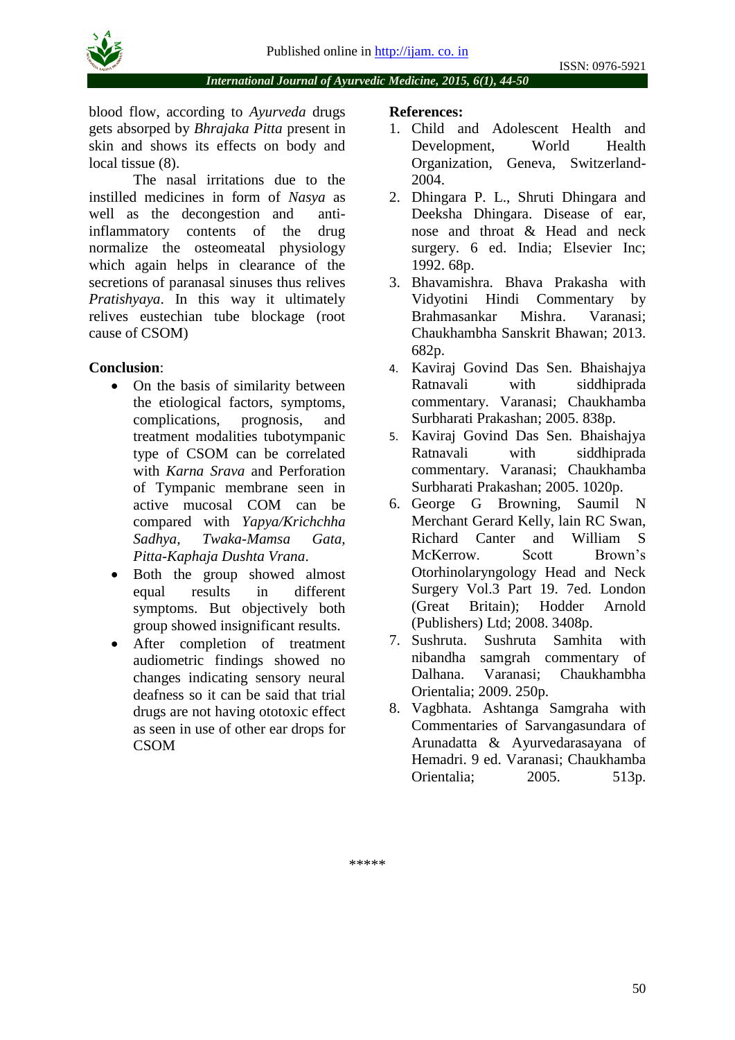blood flow, according to *Ayurveda* drugs gets absorbed by *Bhrajaka Pitta* present in skin and shows its effects on body and local tissue (8).

The nasal irritations due to the instilled medicines in form of *Nasya* as well as the decongestion and anti-inflammatory contents of the drug normalize the osteomeatal physiology which again helps in clearance of the secretions of paranasal sinuses thus relives *Pratishyaya*. In this way it ultimately relives eustechian tube blockage (root cause of CSOM)

**Conclusion**:

- On the basis of similarity between the etiological factors, symptoms, complications, prognosis, and treatment modalities tubotympanic type of CSOM can be correlated with *Karna Srava* and Perforation of Tympanic membrane seen in active mucosal COM can be compared with *Yapya/Krichchha Sadhya, Twaka-Mamsa Gata, Pitta-Kaphaja Dushta Vrana*.
- Both the group showed almost equal results in different symptoms. But objectively both group showed insignificant results.
- After completion of treatment audiometric findings showed no changes indicating sensory neural deafness so it can be said that trial drugs are not having ototoxic effect as seen in use of other ear drops for CSOM

**References:**

1. Child and Adolescent Health and Development, World Health Organization, Geneva, Switzerland- 2004.
2. Dhingara P. L., Shruti Dhingara and Deeksha Dhingara. Disease of ear, nose and throat & Head and neck surgery. 6 ed. India; Elsevier Inc; 1992. 68p.
3. Bhavamishra. Bhava Prakasha with Vidyotini Hindi Commentary by Brahmasankar Mishra. Varanasi; Chaukhambha Sanskrit Bhawan; 2013. 682p.
4. Kaviraj Govind Das Sen. Bhaishajya Ratnavali with siddhiprada commentary. Varanasi; Chaukhamba Surbharati Prakashan; 2005. 838p.
5. Kaviraj Govind Das Sen. Bhaishajya Ratnavali with siddhiprada commentary. Varanasi; Chaukhamba Surbharati Prakashan; 2005. 1020p.
6. George G Browning, Saumil N Merchant Gerard Kelly, lain RC Swan, Richard Canter and William S McKerrow. Scott Brown's Otorhinolaryngology Head and Neck Surgery Vol.3 Part 19. 7ed. London (Great Britain); Hodder Arnold (Publishers) Ltd; 2008. 3408p.
7. Sushruta. Sushruta Samhita with nibandha samgrah commentary of Dalhana. Varanasi; Chaukhambha Orientalia; 2009. 250p.
8. Vagbhata. Ashtanga Samgraha with Commentaries of Sarvangasundara of Arunadatta & Ayurvedarasayana of Hemadri. 9 ed. Varanasi; Chaukhamba Orientalia; 2005. 513p.

*****